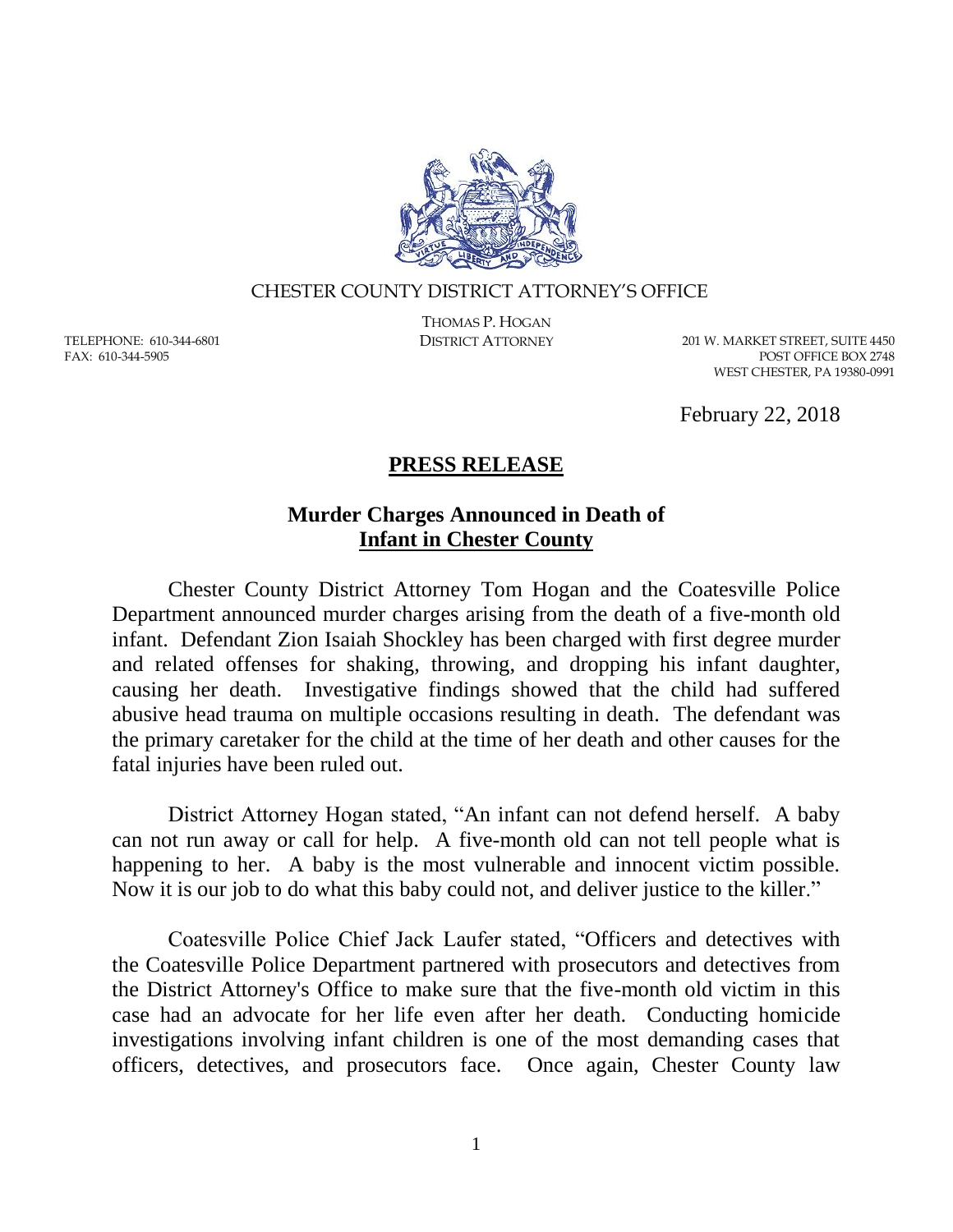CHESTER COUNTY DISTRICT ATTORNEY'S OFFICE

THOMAS P. HOGAN
DISTRICT ATTORNEY

TELEPHONE: 610-344-6801
FAX: 610-344-5905

201 W. MARKET STREET, SUITE 4450
POST OFFICE BOX 2748
WEST CHESTER, PA 19380-0991

February 22, 2018

## PRESS RELEASE

### Murder Charges Announced in Death of Infant in Chester County

Chester County District Attorney Tom Hogan and the Coatesville Police Department announced murder charges arising from the death of a five-month old infant. Defendant Zion Isaiah Shockley has been charged with first degree murder and related offenses for shaking, throwing, and dropping his infant daughter, causing her death. Investigative findings showed that the child had suffered abusive head trauma on multiple occasions resulting in death. The defendant was the primary caretaker for the child at the time of her death and other causes for the fatal injuries have been ruled out.

District Attorney Hogan stated, "An infant can not defend herself. A baby can not run away or call for help. A five-month old can not tell people what is happening to her. A baby is the most vulnerable and innocent victim possible. Now it is our job to do what this baby could not, and deliver justice to the killer."

Coatesville Police Chief Jack Laufer stated, "Officers and detectives with the Coatesville Police Department partnered with prosecutors and detectives from the District Attorney's Office to make sure that the five-month old victim in this case had an advocate for her life even after her death. Conducting homicide investigations involving infant children is one of the most demanding cases that officers, detectives, and prosecutors face. Once again, Chester County law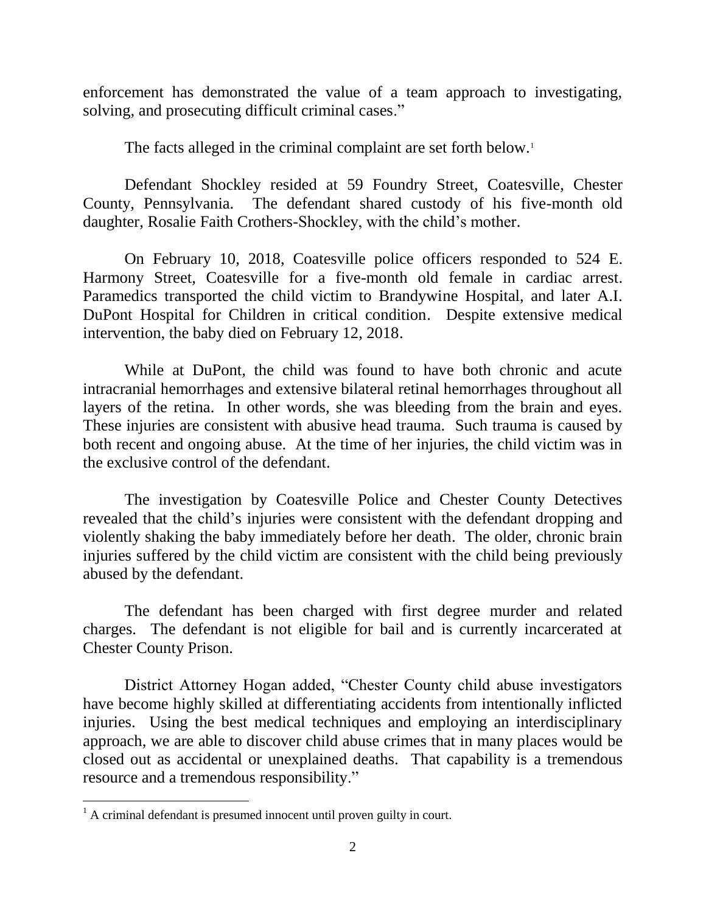enforcement has demonstrated the value of a team approach to investigating, solving, and prosecuting difficult criminal cases."

The facts alleged in the criminal complaint are set forth below.[1]

Defendant Shockley resided at 59 Foundry Street, Coatesville, Chester County, Pennsylvania. The defendant shared custody of his five-month old daughter, Rosalie Faith Crothers-Shockley, with the child's mother.

On February 10, 2018, Coatesville police officers responded to 524 E. Harmony Street, Coatesville for a five-month old female in cardiac arrest. Paramedics transported the child victim to Brandywine Hospital, and later A.I. DuPont Hospital for Children in critical condition. Despite extensive medical intervention, the baby died on February 12, 2018.

While at DuPont, the child was found to have both chronic and acute intracranial hemorrhages and extensive bilateral retinal hemorrhages throughout all layers of the retina. In other words, she was bleeding from the brain and eyes. These injuries are consistent with abusive head trauma. Such trauma is caused by both recent and ongoing abuse. At the time of her injuries, the child victim was in the exclusive control of the defendant.

The investigation by Coatesville Police and Chester County Detectives revealed that the child's injuries were consistent with the defendant dropping and violently shaking the baby immediately before her death. The older, chronic brain injuries suffered by the child victim are consistent with the child being previously abused by the defendant.

The defendant has been charged with first degree murder and related charges. The defendant is not eligible for bail and is currently incarcerated at Chester County Prison.

District Attorney Hogan added, "Chester County child abuse investigators have become highly skilled at differentiating accidents from intentionally inflicted injuries. Using the best medical techniques and employing an interdisciplinary approach, we are able to discover child abuse crimes that in many places would be closed out as accidental or unexplained deaths. That capability is a tremendous resource and a tremendous responsibility."

---

[1] A criminal defendant is presumed innocent until proven guilty in court.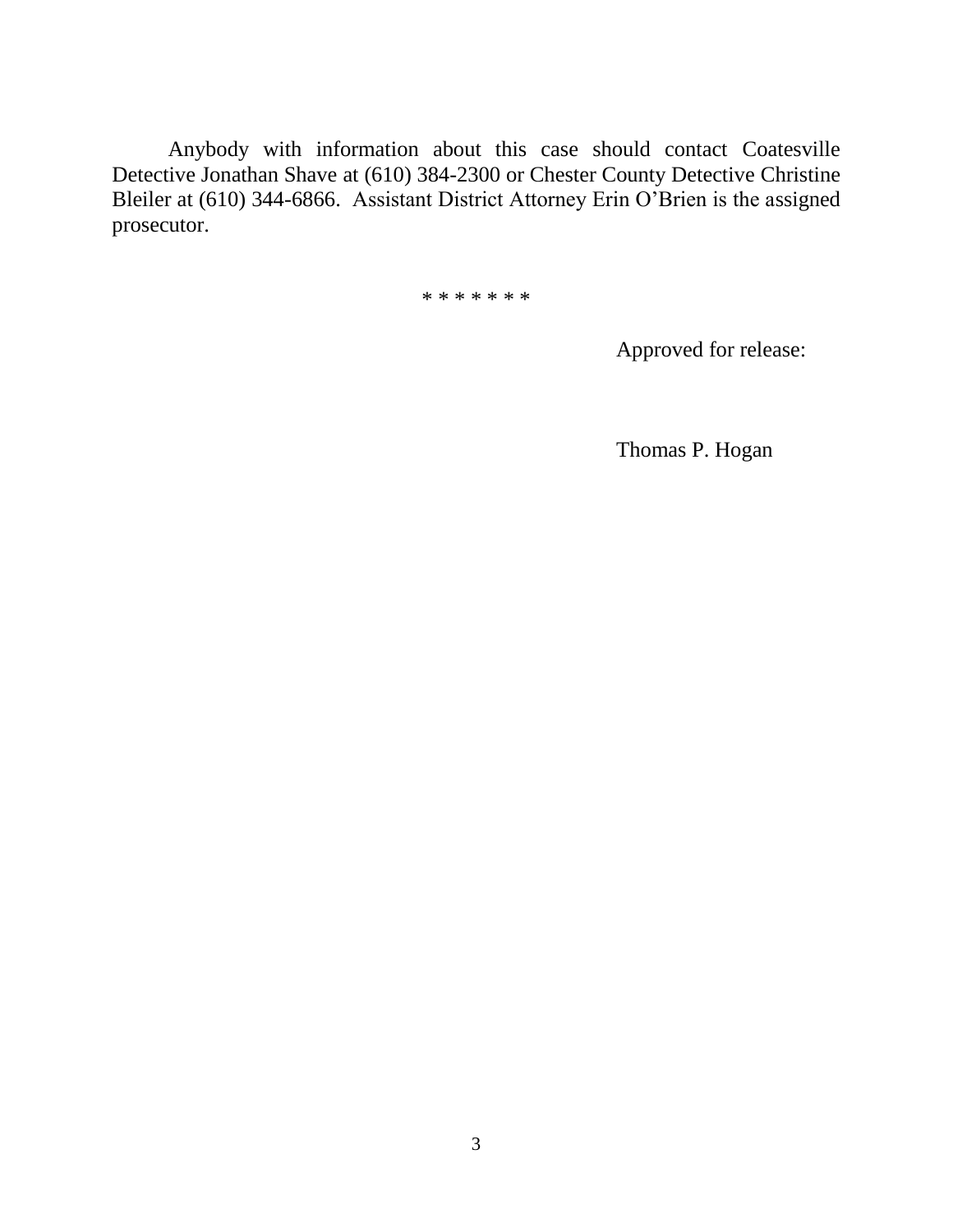Anybody with information about this case should contact Coatesville Detective Jonathan Shave at (610) 384-2300 or Chester County Detective Christine Bleiler at (610) 344-6866. Assistant District Attorney Erin O'Brien is the assigned prosecutor.

* * * * * * *

Approved for release:

Thomas P. Hogan